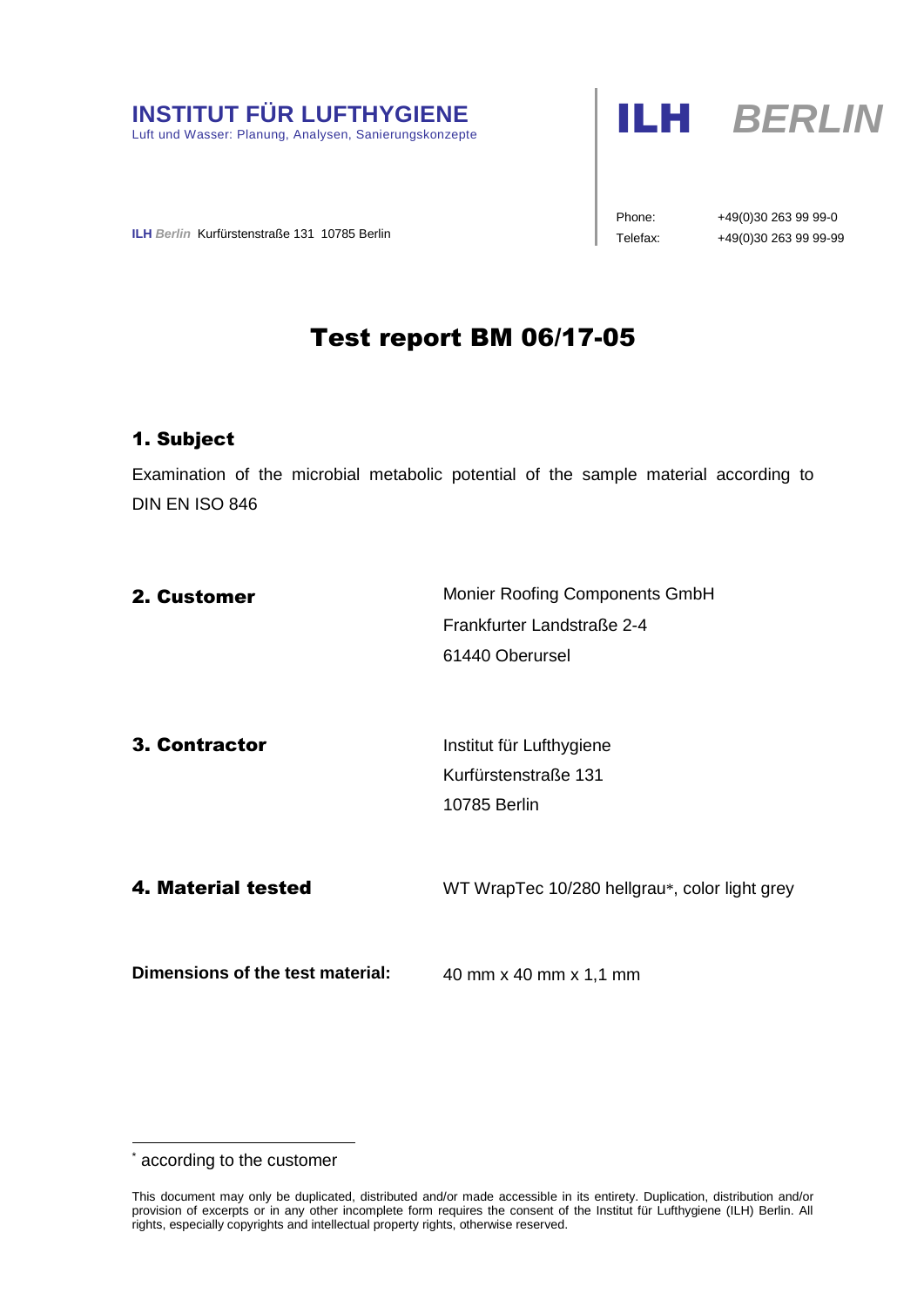**INSTITUT FÜR LUFTHYGIENE**
Luft und Wasser: Planung, Analysen, Sanierungskonzepte

**ILH** *BERLIN*

**ILH** *Berlin* Kurfürstenstraße 131 10785 Berlin

Phone: +49(0)30 263 99 99-0
Telefax: +49(0)30 263 99 99-99

# Test report BM 06/17-05

## 1. Subject

Examination of the microbial metabolic potential of the sample material according to DIN EN ISO 846

## 2. Customer

Monier Roofing Components GmbH
Frankfurter Landstraße 2-4
61440 Oberursel

## 3. Contractor

Institut für Lufthygiene
Kurfürstenstraße 131
10785 Berlin

## 4. Material tested

WT WrapTec 10/280 hellgrau*, color light grey

**Dimensions of the test material:** 40 mm x 40 mm x 1,1 mm

* according to the customer

This document may only be duplicated, distributed and/or made accessible in its entirety. Duplication, distribution and/or provision of excerpts or in any other incomplete form requires the consent of the Institut für Lufthygiene (ILH) Berlin. All rights, especially copyrights and intellectual property rights, otherwise reserved.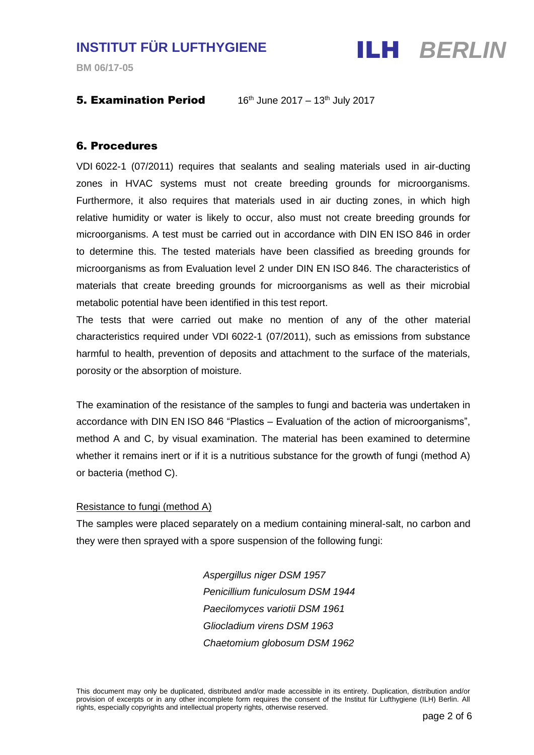## 5. Examination Period

16th June 2017 – 13th July 2017

## 6. Procedures

VDI 6022-1 (07/2011) requires that sealants and sealing materials used in air-ducting zones in HVAC systems must not create breeding grounds for microorganisms. Furthermore, it also requires that materials used in air ducting zones, in which high relative humidity or water is likely to occur, also must not create breeding grounds for microorganisms. A test must be carried out in accordance with DIN EN ISO 846 in order to determine this. The tested materials have been classified as breeding grounds for microorganisms as from Evaluation level 2 under DIN EN ISO 846. The characteristics of materials that create breeding grounds for microorganisms as well as their microbial metabolic potential have been identified in this test report.

The tests that were carried out make no mention of any of the other material characteristics required under VDI 6022-1 (07/2011), such as emissions from substance harmful to health, prevention of deposits and attachment to the surface of the materials, porosity or the absorption of moisture.

The examination of the resistance of the samples to fungi and bacteria was undertaken in accordance with DIN EN ISO 846 "Plastics – Evaluation of the action of microorganisms", method A and C, by visual examination. The material has been examined to determine whether it remains inert or if it is a nutritious substance for the growth of fungi (method A) or bacteria (method C).

Resistance to fungi (method A)

The samples were placed separately on a medium containing mineral-salt, no carbon and they were then sprayed with a spore suspension of the following fungi:

*Aspergillus niger DSM 1957*
*Penicillium funiculosum DSM 1944*
*Paecilomyces variotii DSM 1961*
*Gliocladium virens DSM 1963*
*Chaetomium globosum DSM 1962*

This document may only be duplicated, distributed and/or made accessible in its entirety. Duplication, distribution and/or provision of excerpts or in any other incomplete form requires the consent of the Institut für Lufthygiene (ILH) Berlin. All rights, especially copyrights and intellectual property rights, otherwise reserved.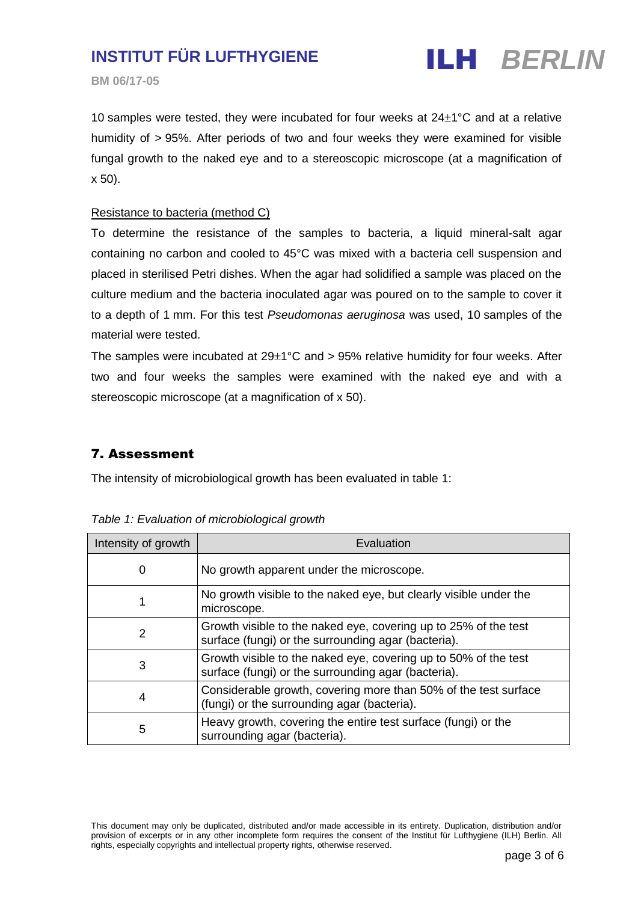10 samples were tested, they were incubated for four weeks at 24±1°C and at a relative humidity of > 95%. After periods of two and four weeks they were examined for visible fungal growth to the naked eye and to a stereoscopic microscope (at a magnification of x 50).

Resistance to bacteria (method C)

To determine the resistance of the samples to bacteria, a liquid mineral-salt agar containing no carbon and cooled to 45°C was mixed with a bacteria cell suspension and placed in sterilised Petri dishes. When the agar had solidified a sample was placed on the culture medium and the bacteria inoculated agar was poured on to the sample to cover it to a depth of 1 mm. For this test *Pseudomonas aeruginosa* was used, 10 samples of the material were tested.

The samples were incubated at 29±1°C and > 95% relative humidity for four weeks. After two and four weeks the samples were examined with the naked eye and with a stereoscopic microscope (at a magnification of x 50).

## 7. Assessment

The intensity of microbiological growth has been evaluated in table 1:

*Table 1: Evaluation of microbiological growth*

| Intensity of growth | Evaluation |
|---|---|
| 0 | No growth apparent under the microscope. |
| 1 | No growth visible to the naked eye, but clearly visible under the microscope. |
| 2 | Growth visible to the naked eye, covering up to 25% of the test surface (fungi) or the surrounding agar (bacteria). |
| 3 | Growth visible to the naked eye, covering up to 50% of the test surface (fungi) or the surrounding agar (bacteria). |
| 4 | Considerable growth, covering more than 50% of the test surface (fungi) or the surrounding agar (bacteria). |
| 5 | Heavy growth, covering the entire test surface (fungi) or the surrounding agar (bacteria). |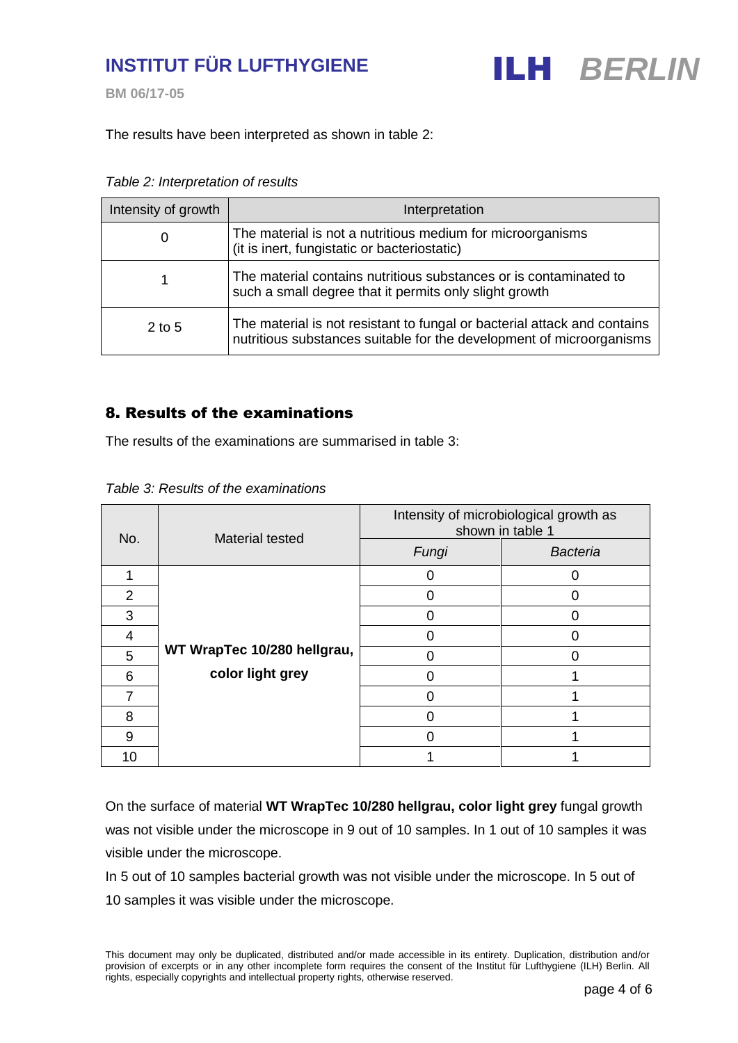The results have been interpreted as shown in table 2:

*Table 2: Interpretation of results*

| Intensity of growth | Interpretation |
|---|---|
| 0 | The material is not a nutritious medium for microorganisms (it is inert, fungistatic or bacteriostatic) |
| 1 | The material contains nutritious substances or is contaminated to such a small degree that it permits only slight growth |
| 2 to 5 | The material is not resistant to fungal or bacterial attack and contains nutritious substances suitable for the development of microorganisms |

## 8. Results of the examinations

The results of the examinations are summarised in table 3:

*Table 3: Results of the examinations*

| No. | Material tested | Intensity of microbiological growth as shown in table 1 | |
|---|---|---|---|
| | | *Fungi* | *Bacteria* |
| 1 | **WT WrapTec 10/280 hellgrau, color light grey** | 0 | 0 |
| 2 | | 0 | 0 |
| 3 | | 0 | 0 |
| 4 | | 0 | 0 |
| 5 | | 0 | 0 |
| 6 | | 0 | 1 |
| 7 | | 0 | 1 |
| 8 | | 0 | 1 |
| 9 | | 0 | 1 |
| 10 | | 1 | 1 |

On the surface of material **WT WrapTec 10/280 hellgrau, color light grey** fungal growth was not visible under the microscope in 9 out of 10 samples. In 1 out of 10 samples it was visible under the microscope.

In 5 out of 10 samples bacterial growth was not visible under the microscope. In 5 out of 10 samples it was visible under the microscope.

This document may only be duplicated, distributed and/or made accessible in its entirety. Duplication, distribution and/or provision of excerpts or in any other incomplete form requires the consent of the Institut für Lufthygiene (ILH) Berlin. All rights, especially copyrights and intellectual property rights, otherwise reserved.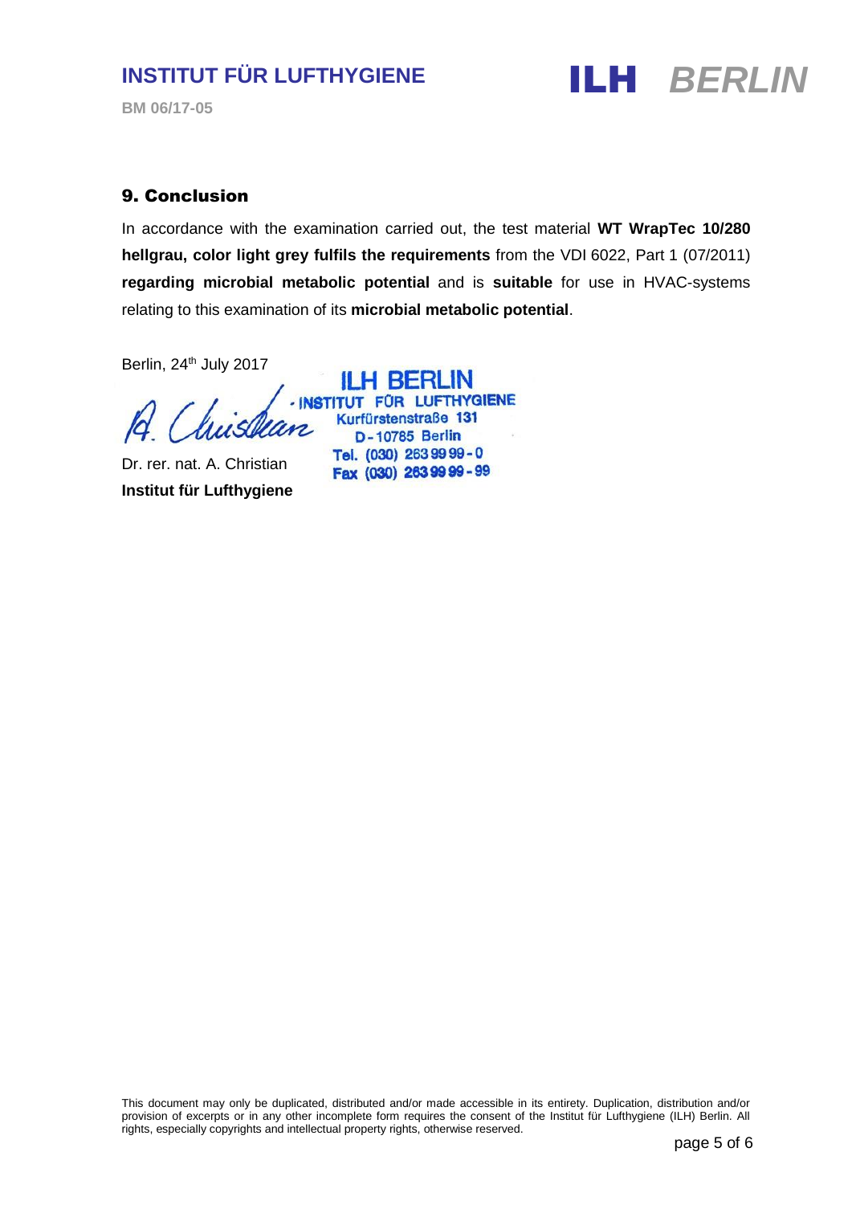## 9. Conclusion

In accordance with the examination carried out, the test material **WT WrapTec 10/280 hellgrau, color light grey fulfils the requirements** from the VDI 6022, Part 1 (07/2011) **regarding microbial metabolic potential** and is **suitable** for use in HVAC-systems relating to this examination of its **microbial metabolic potential**.

Berlin, 24th July 2017

ILH BERLIN
INSTITUT FÜR LUFTHYGIENE
Kurfürstenstraße 131
D-10785 Berlin
Tel. (030) 263 99 99 - 0
Fax (030) 263 99 99 - 99

Dr. rer. nat. A. Christian
**Institut für Lufthygiene**

This document may only be duplicated, distributed and/or made accessible in its entirety. Duplication, distribution and/or provision of excerpts or in any other incomplete form requires the consent of the Institut für Lufthygiene (ILH) Berlin. All rights, especially copyrights and intellectual property rights, otherwise reserved.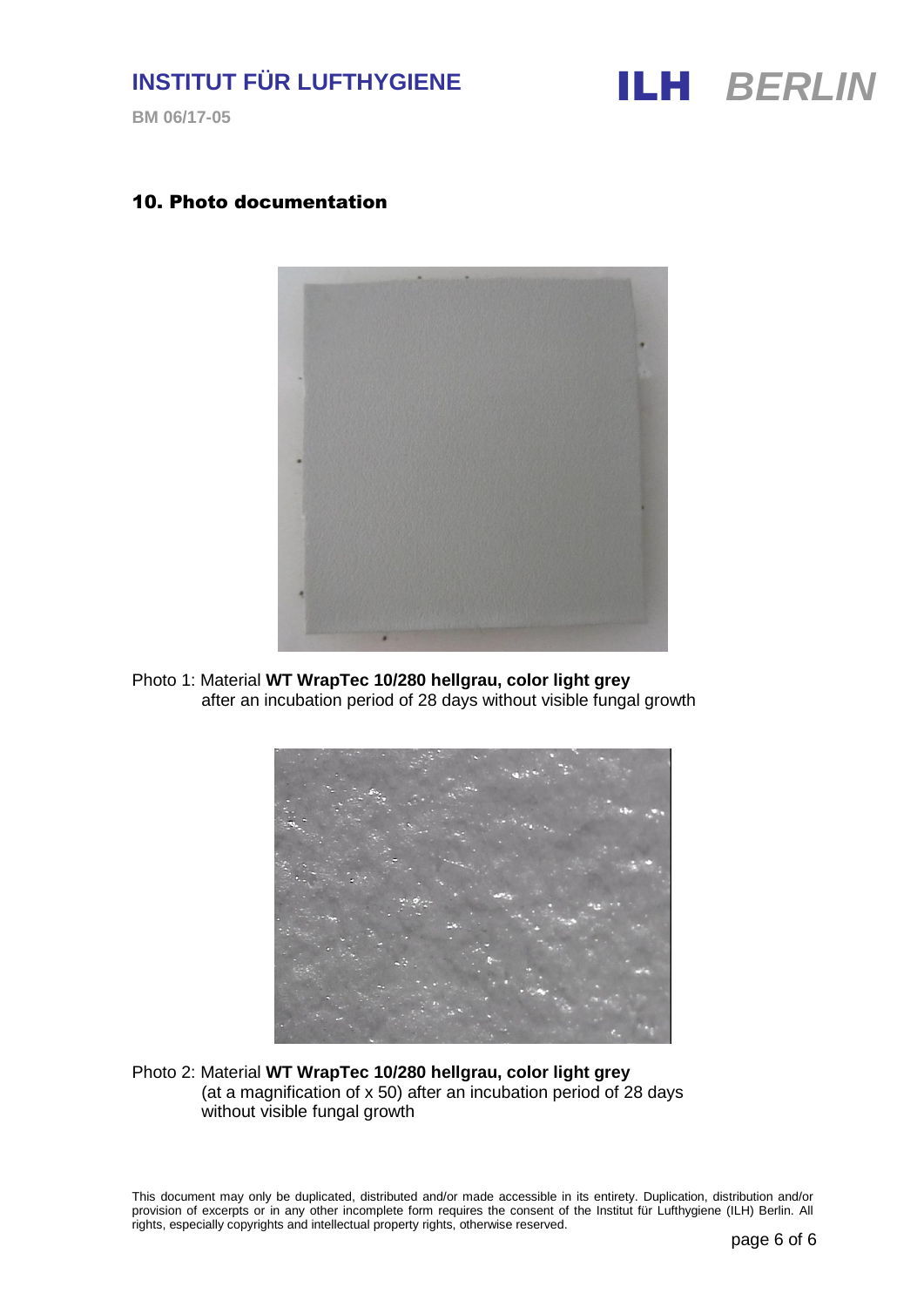## 10. Photo documentation

Photo 1: Material **WT WrapTec 10/280 hellgrau, color light grey**
after an incubation period of 28 days without visible fungal growth

Photo 2: Material **WT WrapTec 10/280 hellgrau, color light grey**
(at a magnification of x 50) after an incubation period of 28 days
without visible fungal growth

This document may only be duplicated, distributed and/or made accessible in its entirety. Duplication, distribution and/or provision of excerpts or in any other incomplete form requires the consent of the Institut für Lufthygiene (ILH) Berlin. All rights, especially copyrights and intellectual property rights, otherwise reserved.